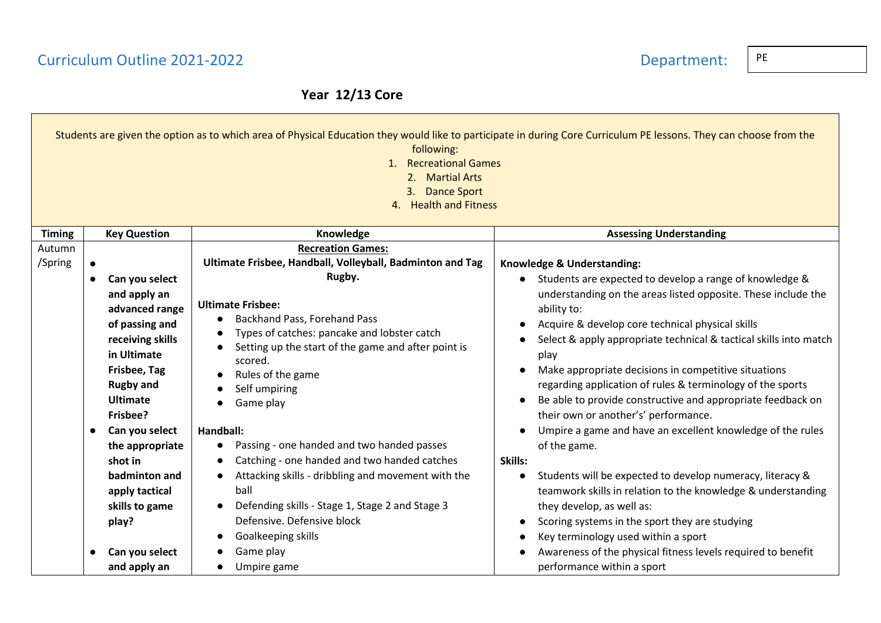# Curriculum Outline 2021-2022

**Department:** PE

## Year 12/13 Core

Students are given the option as to which area of Physical Education they would like to participate in during Core Curriculum PE lessons. They can choose from the following:

1. Recreational Games
2. Martial Arts
3. Dance Sport
4. Health and Fitness

| Timing | Key Question | Knowledge | Assessing Understanding |
|---|---|---|---|
| Autumn /Spring | • <br>• **Can you select and apply an advanced range of passing and receiving skills in Ultimate Frisbee, Tag Rugby and Ultimate Frisbee?**<br>• **Can you select the appropriate shot in badminton and apply tactical skills to game play?**<br>• **Can you select and apply an** | **<u>Recreation Games:</u>**<br>**Ultimate Frisbee, Handball, Volleyball, Badminton and Tag Rugby.**<br><br>**Ultimate Frisbee:**<br>• Backhand Pass, Forehand Pass<br>• Types of catches: pancake and lobster catch<br>• Setting up the start of the game and after point is scored.<br>• Rules of the game<br>• Self umpiring<br>• Game play<br><br>**Handball:**<br>• Passing - one handed and two handed passes<br>• Catching - one handed and two handed catches<br>• Attacking skills - dribbling and movement with the ball<br>• Defending skills - Stage 1, Stage 2 and Stage 3 Defensive. Defensive block<br>• Goalkeeping skills<br>• Game play<br>• Umpire game | **Knowledge & Understanding:**<br>• Students are expected to develop a range of knowledge & understanding on the areas listed opposite. These include the ability to:<br>• Acquire & develop core technical physical skills<br>• Select & apply appropriate technical & tactical skills into match play<br>• Make appropriate decisions in competitive situations regarding application of rules & terminology of the sports<br>• Be able to provide constructive and appropriate feedback on their own or another's' performance.<br>• Umpire a game and have an excellent knowledge of the rules of the game.<br>**Skills:**<br>• Students will be expected to develop numeracy, literacy & teamwork skills in relation to the knowledge & understanding they develop, as well as:<br>• Scoring systems in the sport they are studying<br>• Key terminology used within a sport<br>• Awareness of the physical fitness levels required to benefit performance within a sport |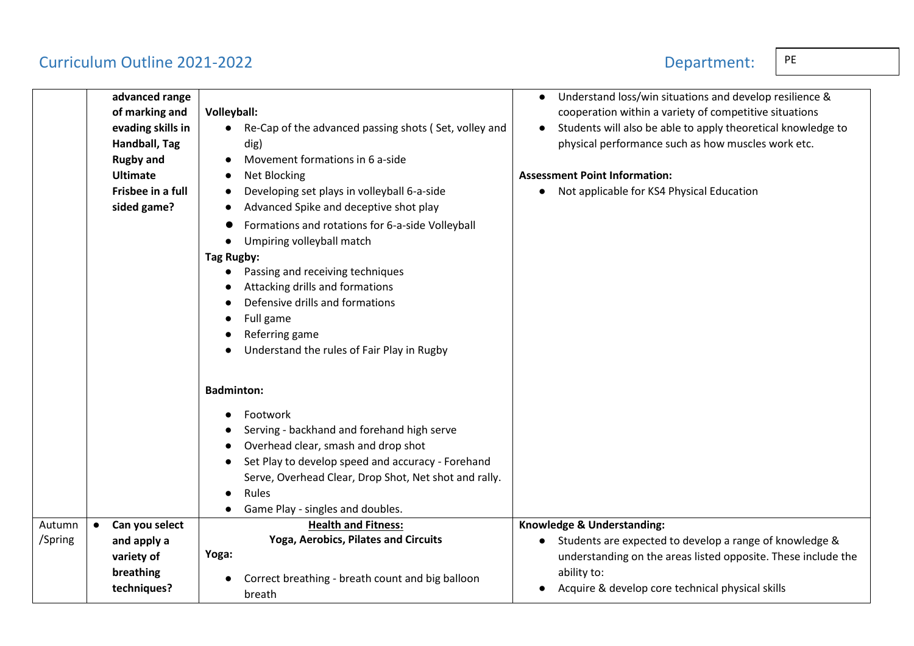# Curriculum Outline 2021-2022

**Department:** PE

| | | | |
|---|---|---|---|
| | **advanced range of marking and evading skills in Handball, Tag Rugby and Ultimate Frisbee in a full sided game?** | **Volleyball:**<br>● Re-Cap of the advanced passing shots ( Set, volley and dig)<br>● Movement formations in 6 a-side<br>● Net Blocking<br>● Developing set plays in volleyball 6-a-side<br>● Advanced Spike and deceptive shot play<br>● Formations and rotations for 6-a-side Volleyball<br>● Umpiring volleyball match<br>**Tag Rugby:**<br>● Passing and receiving techniques<br>● Attacking drills and formations<br>● Defensive drills and formations<br>● Full game<br>● Referring game<br>● Understand the rules of Fair Play in Rugby<br><br>**Badminton:**<br>● Footwork<br>● Serving - backhand and forehand high serve<br>● Overhead clear, smash and drop shot<br>● Set Play to develop speed and accuracy - Forehand Serve, Overhead Clear, Drop Shot, Net shot and rally.<br>● Rules<br>● Game Play - singles and doubles. | ● Understand loss/win situations and develop resilience & cooperation within a variety of competitive situations<br>● Students will also be able to apply theoretical knowledge to physical performance such as how muscles work etc.<br><br>**Assessment Point Information:**<br>● Not applicable for KS4 Physical Education |
| Autumn /Spring | ● **Can you select and apply a variety of breathing techniques?** | **Health and Fitness:**<br>**Yoga, Aerobics, Pilates and Circuits**<br>**Yoga:**<br>● Correct breathing - breath count and big balloon breath | **Knowledge & Understanding:**<br>● Students are expected to develop a range of knowledge & understanding on the areas listed opposite. These include the ability to:<br>● Acquire & develop core technical physical skills |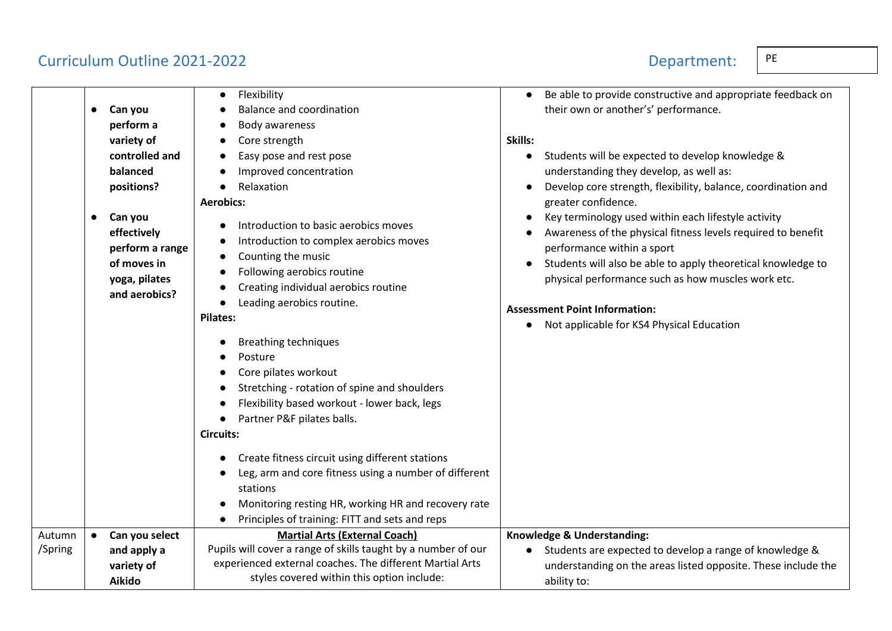Curriculum Outline 2021-2022 Department: PE

| | | | |
|---|---|---|---|
| | ● **Can you perform a variety of controlled and balanced positions?**<br><br>● **Can you effectively perform a range of moves in yoga, pilates and aerobics?** | ● Flexibility<br>● Balance and coordination<br>● Body awareness<br>● Core strength<br>● Easy pose and rest pose<br>● Improved concentration<br>● Relaxation<br>**Aerobics:**<br>● Introduction to basic aerobics moves<br>● Introduction to complex aerobics moves<br>● Counting the music<br>● Following aerobics routine<br>● Creating individual aerobics routine<br>● Leading aerobics routine.<br>**Pilates:**<br>● Breathing techniques<br>● Posture<br>● Core pilates workout<br>● Stretching - rotation of spine and shoulders<br>● Flexibility based workout - lower back, legs<br>● Partner P&F pilates balls.<br>**Circuits:**<br>● Create fitness circuit using different stations<br>● Leg, arm and core fitness using a number of different stations<br>● Monitoring resting HR, working HR and recovery rate<br>● Principles of training: FITT and sets and reps | ● Be able to provide constructive and appropriate feedback on their own or another's' performance.<br><br>**Skills:**<br>● Students will be expected to develop knowledge & understanding they develop, as well as:<br>● Develop core strength, flexibility, balance, coordination and greater confidence.<br>● Key terminology used within each lifestyle activity<br>● Awareness of the physical fitness levels required to benefit performance within a sport<br>● Students will also be able to apply theoretical knowledge to physical performance such as how muscles work etc.<br><br>**Assessment Point Information:**<br>● Not applicable for KS4 Physical Education |
| Autumn /Spring | ● **Can you select and apply a variety of Aikido** | **Martial Arts (External Coach)**<br>Pupils will cover a range of skills taught by a number of our experienced external coaches. The different Martial Arts styles covered within this option include: | **Knowledge & Understanding:**<br>● Students are expected to develop a range of knowledge & understanding on the areas listed opposite. These include the ability to: |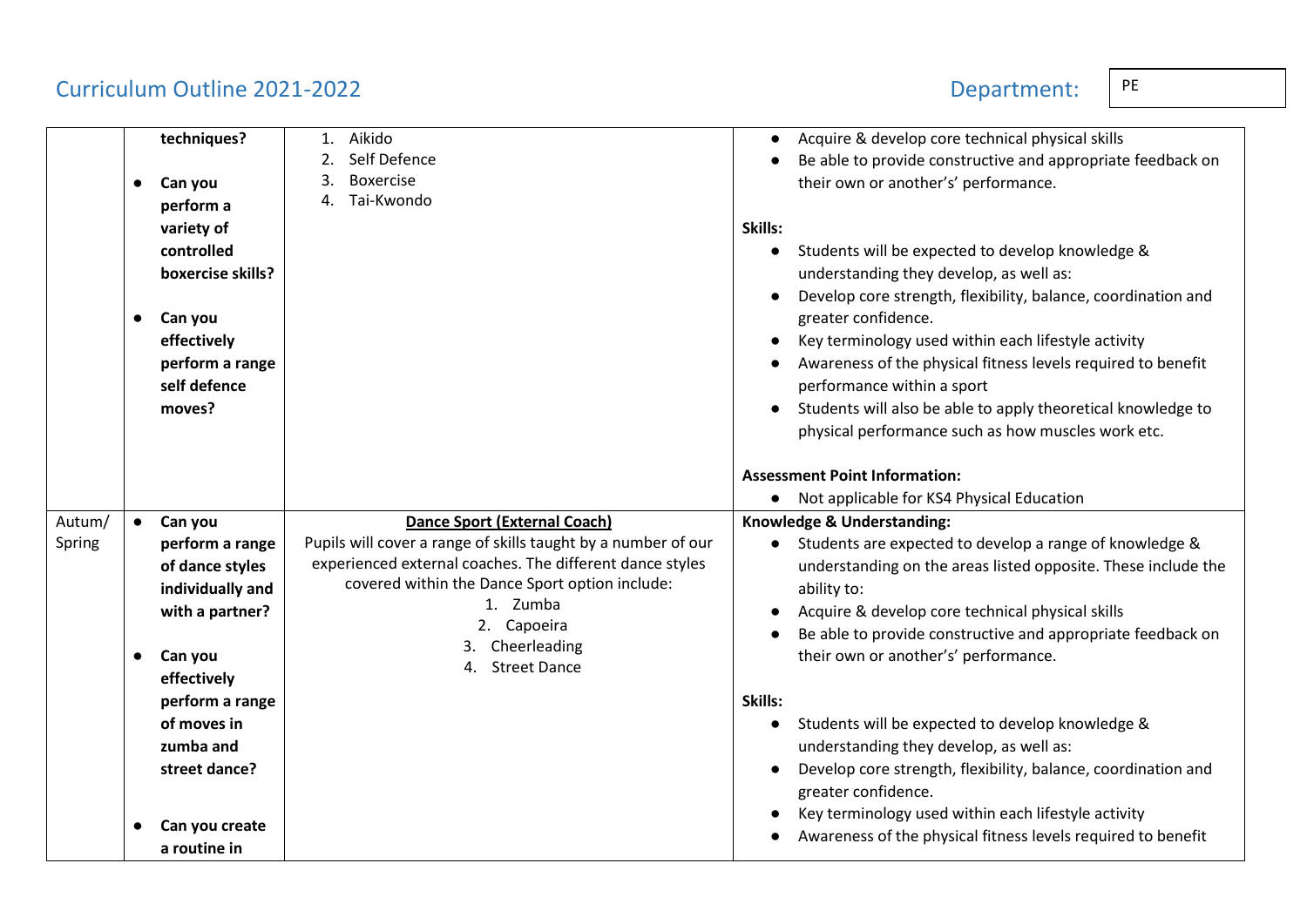Curriculum Outline 2021-2022

Department: PE

| | | | |
|---|---|---|---|
| | **techniques?**<br><br>• **Can you perform a variety of controlled boxercise skills?**<br><br>• **Can you effectively perform a range self defence moves?** | 1. Aikido<br>2. Self Defence<br>3. Boxercise<br>4. Tai-Kwondo | • Acquire & develop core technical physical skills<br>• Be able to provide constructive and appropriate feedback on their own or another's' performance.<br><br>**Skills:**<br>• Students will be expected to develop knowledge & understanding they develop, as well as:<br>• Develop core strength, flexibility, balance, coordination and greater confidence.<br>• Key terminology used within each lifestyle activity<br>• Awareness of the physical fitness levels required to benefit performance within a sport<br>• Students will also be able to apply theoretical knowledge to physical performance such as how muscles work etc.<br><br>**Assessment Point Information:**<br>• Not applicable for KS4 Physical Education |
| Autum/ Spring | • **Can you perform a range of dance styles individually and with a partner?**<br><br>• **Can you effectively perform a range of moves in zumba and street dance?**<br><br>• **Can you create a routine in** | **Dance Sport (External Coach)**<br>Pupils will cover a range of skills taught by a number of our experienced external coaches. The different dance styles covered within the Dance Sport option include:<br>1. Zumba<br>2. Capoeira<br>3. Cheerleading<br>4. Street Dance | **Knowledge & Understanding:**<br>• Students are expected to develop a range of knowledge & understanding on the areas listed opposite. These include the ability to:<br>• Acquire & develop core technical physical skills<br>• Be able to provide constructive and appropriate feedback on their own or another's' performance.<br><br>**Skills:**<br>• Students will be expected to develop knowledge & understanding they develop, as well as:<br>• Develop core strength, flexibility, balance, coordination and greater confidence.<br>• Key terminology used within each lifestyle activity<br>• Awareness of the physical fitness levels required to benefit |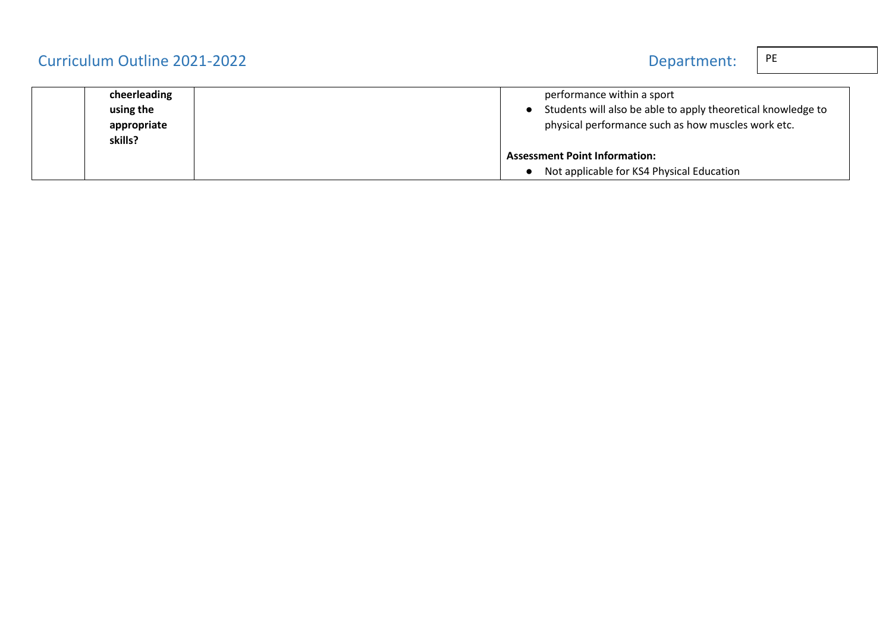| | | | |
|---|---|---|---|
| | **cheerleading using the appropriate skills?** | | performance within a sport<br>● Students will also be able to apply theoretical knowledge to physical performance such as how muscles work etc.<br><br>**Assessment Point Information:**<br>● Not applicable for KS4 Physical Education |